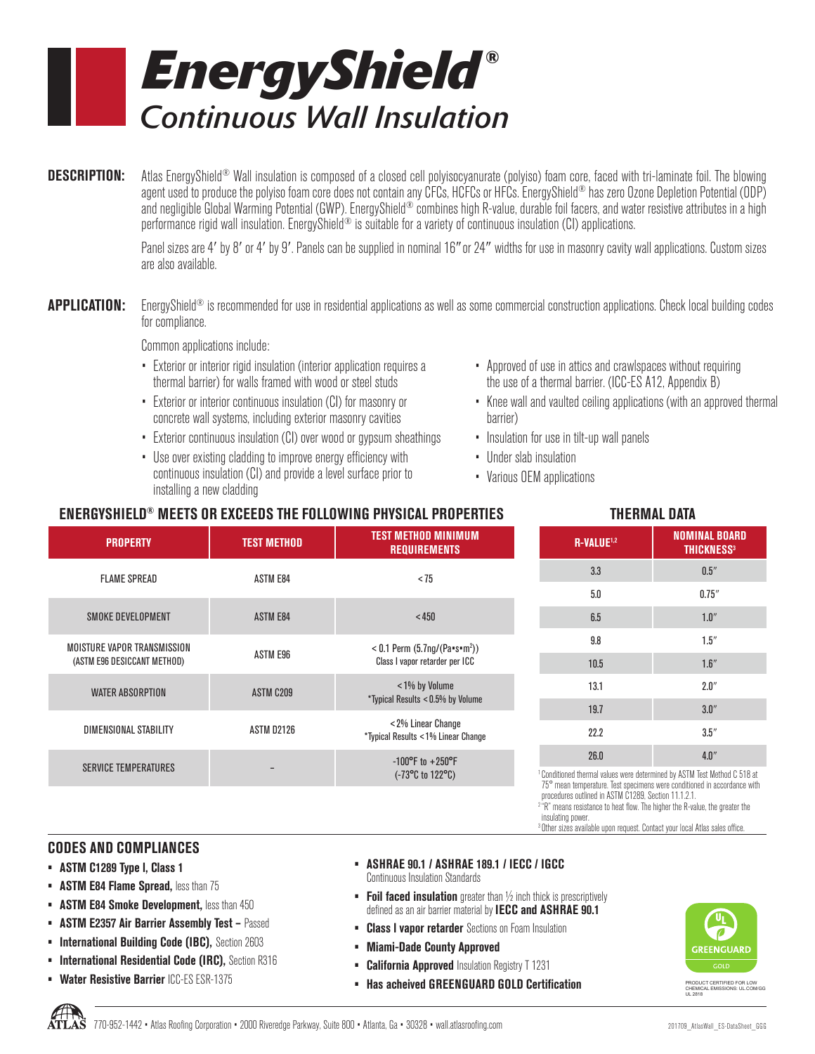# EnergyShield®

## Continuous Wall Insulation

**DESCRIPTION:** Atlas EnergyShield® Wall insulation is composed of a closed cell polyisocyanurate (polyiso) foam core, faced with tri-laminate foil. The blowing agent used to produce the polyiso foam core does not contain any CFCs, HCFCs or HFCs. EnergyShield® has zero Ozone Depletion Potential (ODP) and negligible Global Warming Potential (GWP). EnergyShield® combines high R-value, durable foil facers, and water resistive attributes in a high performance rigid wall insulation. EnergyShield® is suitable for a variety of continuous insulation (CI) applications.

Panel sizes are 4′ by 8′ or 4′ by 9′. Panels can be supplied in nominal 16″ or 24″ widths for use in masonry cavity wall applications. Custom sizes are also available.

**APPLICATION:** EnergyShield® is recommended for use in residential applications as well as some commercial construction applications. Check local building codes for compliance.

Common applications include:

- Exterior or interior rigid insulation (interior application requires a thermal barrier) for walls framed with wood or steel studs
- Exterior or interior continuous insulation (CI) for masonry or concrete wall systems, including exterior masonry cavities
- Exterior continuous insulation (CI) over wood or gypsum sheathings
- Use over existing cladding to improve energy efficiency with continuous insulation (CI) and provide a level surface prior to installing a new cladding
- Approved of use in attics and crawlspaces without requiring the use of a thermal barrier. (ICC-ES A12, Appendix B)
- Knee wall and vaulted ceiling applications (with an approved thermal barrier)
- Insulation for use in tilt-up wall panels
- Under slab insulation
- Various OEM applications

### ENERGYSHIELD® MEETS OR EXCEEDS THE FOLLOWING PHYSICAL PROPERTIES

| PROPERTY | TEST METHOD | TEST METHOD MINIMUM REQUIREMENTS |
|---|---|---|
| FLAME SPREAD | ASTM E84 | < 75 |
| SMOKE DEVELOPMENT | ASTM E84 | < 450 |
| MOISTURE VAPOR TRANSMISSION (ASTM E96 DESICCANT METHOD) | ASTM E96 | < 0.1 Perm (5.7ng/(Pa•s•$m^2$)) Class I vapor retarder per ICC |
| WATER ABSORPTION | ASTM C209 | < 1% by Volume *Typical Results < 0.5% by Volume |
| DIMENSIONAL STABILITY | ASTM D2126 | < 2% Linear Change *Typical Results < 1% Linear Change |
| SERVICE TEMPERATURES | – | -100°F to +250°F (-73°C to 122°C) |

### THERMAL DATA

| R-VALUE[1,2] | NOMINAL BOARD THICKNESS[3] |
|---|---|
| 3.3 | 0.5″ |
| 5.0 | 0.75″ |
| 6.5 | 1.0″ |
| 9.8 | 1.5″ |
| 10.5 | 1.6″ |
| 13.1 | 2.0″ |
| 19.7 | 3.0″ |
| 22.2 | 3.5″ |
| 26.0 | 4.0″ |

[1] Conditioned thermal values were determined by ASTM Test Method C 518 at 75° mean temperature. Test specimens were conditioned in accordance with procedures outlined in ASTM C1289, Section 11.1.2.1.
[2] "R" means resistance to heat flow. The higher the R-value, the greater the insulating power.
[3] Other sizes available upon request. Contact your local Atlas sales office.

### CODES AND COMPLIANCES

- **ASTM C1289 Type I, Class 1**
- **ASTM E84 Flame Spread,** less than 75
- **ASTM E84 Smoke Development,** less than 450
- **ASTM E2357 Air Barrier Assembly Test –** Passed
- **International Building Code (IBC),** Section 2603
- **International Residential Code (IRC),** Section R316
- **Water Resistive Barrier** ICC-ES ESR-1375
- **ASHRAE 90.1 / ASHRAE 189.1 / IECC / IGCC** Continuous Insulation Standards
- **Foil faced insulation** greater than ½ inch thick is prescriptively defined as an air barrier material by **IECC and ASHRAE 90.1**
- **Class I vapor retarder** Sections on Foam Insulation
- **Miami-Dade County Approved**
- **California Approved** Insulation Registry T 1231
- **Has acheived GREENGUARD GOLD Certification**

GREENGUARD GOLD — PRODUCT CERTIFIED FOR LOW CHEMICAL EMISSIONS: UL.COM/GG UL 2818

ATLAS 770-952-1442 • Atlas Roofing Corporation • 2000 Riveredge Parkway, Suite 800 • Atlanta, Ga • 30328 • wall.atlasroofing.com

201709_AtlasWall_ES-DataSheet_GGG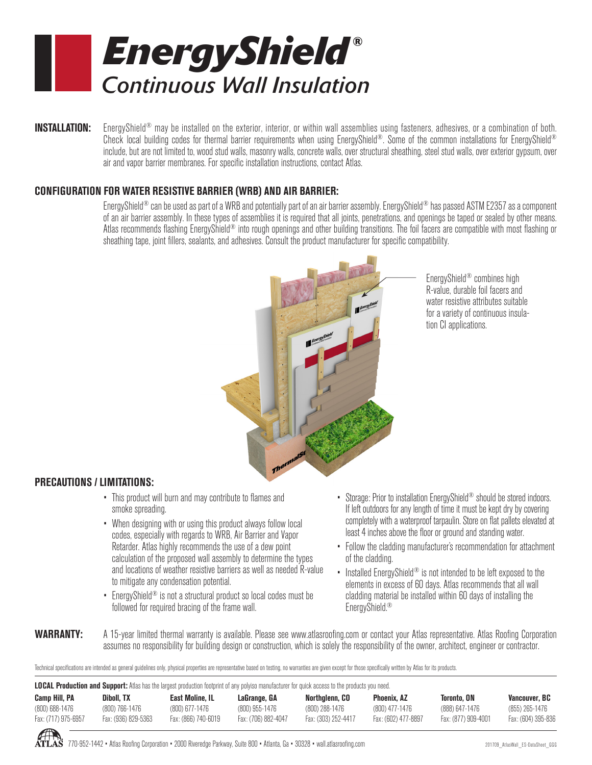# EnergyShield®

## Continuous Wall Insulation

**INSTALLATION:** EnergyShield® may be installed on the exterior, interior, or within wall assemblies using fasteners, adhesives, or a combination of both. Check local building codes for thermal barrier requirements when using EnergyShield®. Some of the common installations for EnergyShield® include, but are not limited to, wood stud walls, masonry walls, concrete walls, over structural sheathing, steel stud walls, over exterior gypsum, over air and vapor barrier membranes. For specific installation instructions, contact Atlas.

### CONFIGURATION FOR WATER RESISTIVE BARRIER (WRB) AND AIR BARRIER:

EnergyShield® can be used as part of a WRB and potentially part of an air barrier assembly. EnergyShield® has passed ASTM E2357 as a component of an air barrier assembly. In these types of assemblies it is required that all joints, penetrations, and openings be taped or sealed by other means. Atlas recommends flashing EnergyShield® into rough openings and other building transitions. The foil facers are compatible with most flashing or sheathing tape, joint fillers, sealants, and adhesives. Consult the product manufacturer for specific compatibility.

EnergyShield® combines high R-value, durable foil facers and water resistive attributes suitable for a variety of continuous insulation CI applications.

### PRECAUTIONS / LIMITATIONS:

- This product will burn and may contribute to flames and smoke spreading.
- When designing with or using this product always follow local codes, especially with regards to WRB, Air Barrier and Vapor Retarder. Atlas highly recommends the use of a dew point calculation of the proposed wall assembly to determine the types and locations of weather resistive barriers as well as needed R-value to mitigate any condensation potential.
- EnergyShield® is not a structural product so local codes must be followed for required bracing of the frame wall.
- Storage: Prior to installation EnergyShield® should be stored indoors. If left outdoors for any length of time it must be kept dry by covering completely with a waterproof tarpaulin. Store on flat pallets elevated at least 4 inches above the floor or ground and standing water.
- Follow the cladding manufacturer's recommendation for attachment of the cladding.
- Installed EnergyShield® is not intended to be left exposed to the elements in excess of 60 days. Atlas recommends that all wall cladding material be installed within 60 days of installing the EnergyShield.®

**WARRANTY:** A 15-year limited thermal warranty is available. Please see www.atlasroofing.com or contact your Atlas representative. Atlas Roofing Corporation assumes no responsibility for building design or construction, which is solely the responsibility of the owner, architect, engineer or contractor.

Technical specifications are intended as general guidelines only, physical properties are representative based on testing, no warranties are given except for those specifically written by Atlas for its products.

**LOCAL Production and Support:** Atlas has the largest production footprint of any polyiso manufacturer for quick access to the products you need.

| Camp Hill, PA | Diboll, TX | East Moline, IL | LaGrange, GA | Northglenn, CO | Phoenix, AZ | Toronto, ON | Vancouver, BC |
|---|---|---|---|---|---|---|---|
| (800) 688-1476 | (800) 766-1476 | (800) 677-1476 | (800) 955-1476 | (800) 288-1476 | (800) 477-1476 | (888) 647-1476 | (855) 265-1476 |
| Fax: (717) 975-6957 | Fax: (936) 829-5363 | Fax: (866) 740-6019 | Fax: (706) 882-4047 | Fax: (303) 252-4417 | Fax: (602) 477-8897 | Fax: (877) 909-4001 | Fax: (604) 395-836 |

ATLAS 770-952-1442 • Atlas Roofing Corporation • 2000 Riveredge Parkway, Suite 800 • Atlanta, Ga • 30328 • wall.atlasroofing.com

201709_AtlasWall_ES-DataSheet_GGG